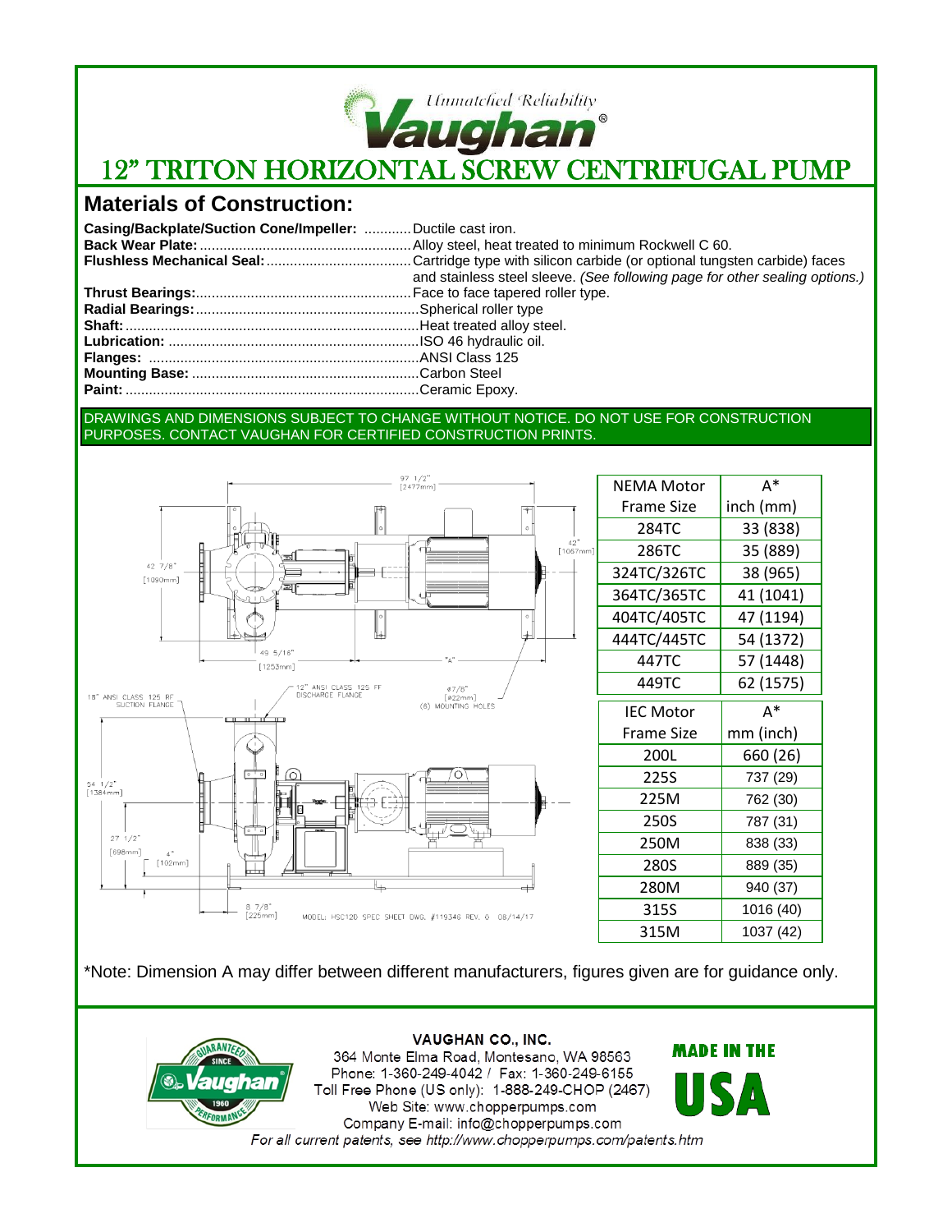Unmatched Reliability

# Vaughan®

# 12" TRITON HORIZONTAL SCREW CENTRIFUGAL PUMP

## Materials of Construction:

**Casing/Backplate/Suction Cone/Impeller:** ............Ductile cast iron.
**Back Wear Plate:**......................................................Alloy steel, heat treated to minimum Rockwell C 60.
**Flushless Mechanical Seal:**.....................................Cartridge type with silicon carbide (or optional tungsten carbide) faces and stainless steel sleeve. *(See following page for other sealing options.)*
**Thrust Bearings:**......................................................Face to face tapered roller type.
**Radial Bearings:**........................................................Spherical roller type
**Shaft:**..........................................................................Heat treated alloy steel.
**Lubrication:** ...............................................................ISO 46 hydraulic oil.
**Flanges:** ....................................................................ANSI Class 125
**Mounting Base:** .........................................................Carbon Steel
**Paint:** ..........................................................................Ceramic Epoxy.

DRAWINGS AND DIMENSIONS SUBJECT TO CHANGE WITHOUT NOTICE. DO NOT USE FOR CONSTRUCTION PURPOSES. CONTACT VAUGHAN FOR CERTIFIED CONSTRUCTION PRINTS.

97 1/2" [2477mm]
42" [1067mm]
42 7/8" [1090mm]
49 5/16" [1253mm]
"A"
18" ANSI CLASS 125 RF SUCTION FLANGE
12" ANSI CLASS 125 FF DISCHARGE FLANGE
Ø7/8" [Ø22mm] (6) MOUNTING HOLES
54 1/2" [1384mm]
27 1/2" [698mm]
4" [102mm]
8 7/8" [225mm]
MODEL: HSC12D SPEC SHEET DWG. #119346 REV. 0 08/14/17

| NEMA Motor Frame Size | A* inch (mm) |
|---|---|
| 284TC | 33 (838) |
| 286TC | 35 (889) |
| 324TC/326TC | 38 (965) |
| 364TC/365TC | 41 (1041) |
| 404TC/405TC | 47 (1194) |
| 444TC/445TC | 54 (1372) |
| 447TC | 57 (1448) |
| 449TC | 62 (1575) |

| IEC Motor Frame Size | A* mm (inch) |
|---|---|
| 200L | 660 (26) |
| 225S | 737 (29) |
| 225M | 762 (30) |
| 250S | 787 (31) |
| 250M | 838 (33) |
| 280S | 889 (35) |
| 280M | 940 (37) |
| 315S | 1016 (40) |
| 315M | 1037 (42) |

*Note: Dimension A may differ between different manufacturers, figures given are for guidance only.

GUARANTEED PERFORMANCE SINCE 1960 Vaughan®

**VAUGHAN CO., INC.**
364 Monte Elma Road, Montesano, WA 98563
Phone: 1-360-249-4042 / Fax: 1-360-249-6155
Toll Free Phone (US only): 1-888-249-CHOP (2467)
Web Site: www.chopperpumps.com
Company E-mail: info@chopperpumps.com

MADE IN THE USA

*For all current patents, see http://www.chopperpumps.com/patents.htm*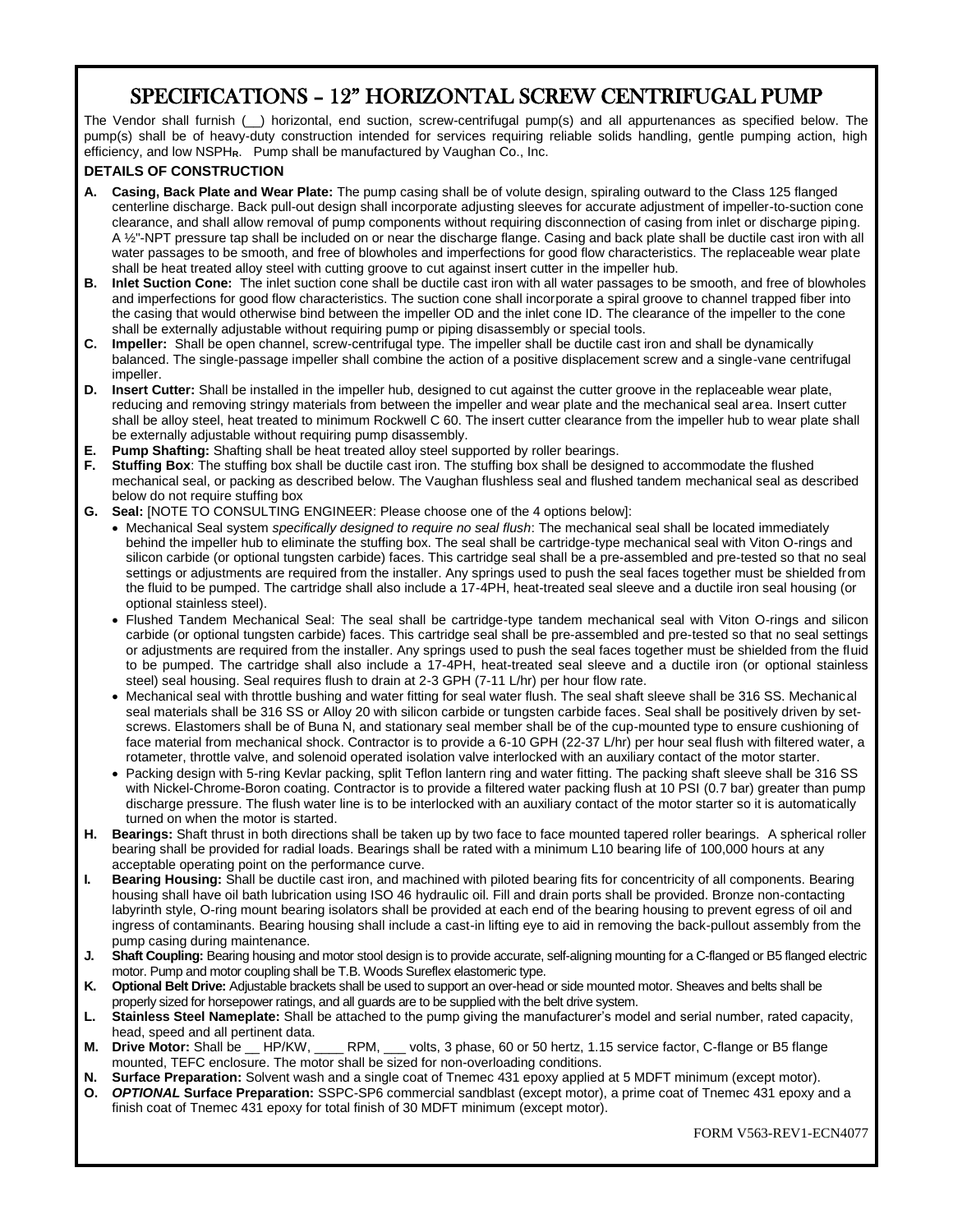# SPECIFICATIONS - 12" HORIZONTAL SCREW CENTRIFUGAL PUMP

The Vendor shall furnish (__) horizontal, end suction, screw-centrifugal pump(s) and all appurtenances as specified below. The pump(s) shall be of heavy-duty construction intended for services requiring reliable solids handling, gentle pumping action, high efficiency, and low $NSPH_R$. Pump shall be manufactured by Vaughan Co., Inc.

**DETAILS OF CONSTRUCTION**

**A. Casing, Back Plate and Wear Plate:** The pump casing shall be of volute design, spiraling outward to the Class 125 flanged centerline discharge. Back pull-out design shall incorporate adjusting sleeves for accurate adjustment of impeller-to-suction cone clearance, and shall allow removal of pump components without requiring disconnection of casing from inlet or discharge piping. A ½"-NPT pressure tap shall be included on or near the discharge flange. Casing and back plate shall be ductile cast iron with all water passages to be smooth, and free of blowholes and imperfections for good flow characteristics. The replaceable wear plate shall be heat treated alloy steel with cutting groove to cut against insert cutter in the impeller hub.

**B. Inlet Suction Cone:** The inlet suction cone shall be ductile cast iron with all water passages to be smooth, and free of blowholes and imperfections for good flow characteristics. The suction cone shall incorporate a spiral groove to channel trapped fiber into the casing that would otherwise bind between the impeller OD and the inlet cone ID. The clearance of the impeller to the cone shall be externally adjustable without requiring pump or piping disassembly or special tools.

**C. Impeller:** Shall be open channel, screw-centrifugal type. The impeller shall be ductile cast iron and shall be dynamically balanced. The single-passage impeller shall combine the action of a positive displacement screw and a single-vane centrifugal impeller.

**D. Insert Cutter:** Shall be installed in the impeller hub, designed to cut against the cutter groove in the replaceable wear plate, reducing and removing stringy materials from between the impeller and wear plate and the mechanical seal area. Insert cutter shall be alloy steel, heat treated to minimum Rockwell C 60. The insert cutter clearance from the impeller hub to wear plate shall be externally adjustable without requiring pump disassembly.

**E. Pump Shafting:** Shafting shall be heat treated alloy steel supported by roller bearings.

**F. Stuffing Box**: The stuffing box shall be ductile cast iron. The stuffing box shall be designed to accommodate the flushed mechanical seal, or packing as described below. The Vaughan flushless seal and flushed tandem mechanical seal as described below do not require stuffing box

**G. Seal:** [NOTE TO CONSULTING ENGINEER: Please choose one of the 4 options below]:

- Mechanical Seal system *specifically designed to require no seal flush*: The mechanical seal shall be located immediately behind the impeller hub to eliminate the stuffing box. The seal shall be cartridge-type mechanical seal with Viton O-rings and silicon carbide (or optional tungsten carbide) faces. This cartridge seal shall be a pre-assembled and pre-tested so that no seal settings or adjustments are required from the installer. Any springs used to push the seal faces together must be shielded from the fluid to be pumped. The cartridge shall also include a 17-4PH, heat-treated seal sleeve and a ductile iron seal housing (or optional stainless steel).
- Flushed Tandem Mechanical Seal: The seal shall be cartridge-type tandem mechanical seal with Viton O-rings and silicon carbide (or optional tungsten carbide) faces. This cartridge seal shall be pre-assembled and pre-tested so that no seal settings or adjustments are required from the installer. Any springs used to push the seal faces together must be shielded from the fluid to be pumped. The cartridge shall also include a 17-4PH, heat-treated seal sleeve and a ductile iron (or optional stainless steel) seal housing. Seal requires flush to drain at 2-3 GPH (7-11 L/hr) per hour flow rate.
- Mechanical seal with throttle bushing and water fitting for seal water flush. The seal shaft sleeve shall be 316 SS. Mechanical seal materials shall be 316 SS or Alloy 20 with silicon carbide or tungsten carbide faces. Seal shall be positively driven by set-screws. Elastomers shall be of Buna N, and stationary seal member shall be of the cup-mounted type to ensure cushioning of face material from mechanical shock. Contractor is to provide a 6-10 GPH (22-37 L/hr) per hour seal flush with filtered water, a rotameter, throttle valve, and solenoid operated isolation valve interlocked with an auxiliary contact of the motor starter.
- Packing design with 5-ring Kevlar packing, split Teflon lantern ring and water fitting. The packing shaft sleeve shall be 316 SS with Nickel-Chrome-Boron coating. Contractor is to provide a filtered water packing flush at 10 PSI (0.7 bar) greater than pump discharge pressure. The flush water line is to be interlocked with an auxiliary contact of the motor starter so it is automatically turned on when the motor is started.

**H. Bearings:** Shaft thrust in both directions shall be taken up by two face to face mounted tapered roller bearings. A spherical roller bearing shall be provided for radial loads. Bearings shall be rated with a minimum L10 bearing life of 100,000 hours at any acceptable operating point on the performance curve.

**I. Bearing Housing:** Shall be ductile cast iron, and machined with piloted bearing fits for concentricity of all components. Bearing housing shall have oil bath lubrication using ISO 46 hydraulic oil. Fill and drain ports shall be provided. Bronze non-contacting labyrinth style, O-ring mount bearing isolators shall be provided at each end of the bearing housing to prevent egress of oil and ingress of contaminants. Bearing housing shall include a cast-in lifting eye to aid in removing the back-pullout assembly from the pump casing during maintenance.

**J. Shaft Coupling:** Bearing housing and motor stool design is to provide accurate, self-aligning mounting for a C-flanged or B5 flanged electric motor. Pump and motor coupling shall be T.B. Woods Sureflex elastomeric type.

**K. Optional Belt Drive:** Adjustable brackets shall be used to support an over-head or side mounted motor. Sheaves and belts shall be properly sized for horsepower ratings, and all guards are to be supplied with the belt drive system.

**L. Stainless Steel Nameplate:** Shall be attached to the pump giving the manufacturer's model and serial number, rated capacity, head, speed and all pertinent data.

**M. Drive Motor:** Shall be __ HP/KW, ____ RPM, ___ volts, 3 phase, 60 or 50 hertz, 1.15 service factor, C-flange or B5 flange mounted, TEFC enclosure. The motor shall be sized for non-overloading conditions.

**N. Surface Preparation:** Solvent wash and a single coat of Tnemec 431 epoxy applied at 5 MDFT minimum (except motor).

**O. *OPTIONAL* Surface Preparation:** SSPC-SP6 commercial sandblast (except motor), a prime coat of Tnemec 431 epoxy and a finish coat of Tnemec 431 epoxy for total finish of 30 MDFT minimum (except motor).

FORM V563-REV1-ECN4077